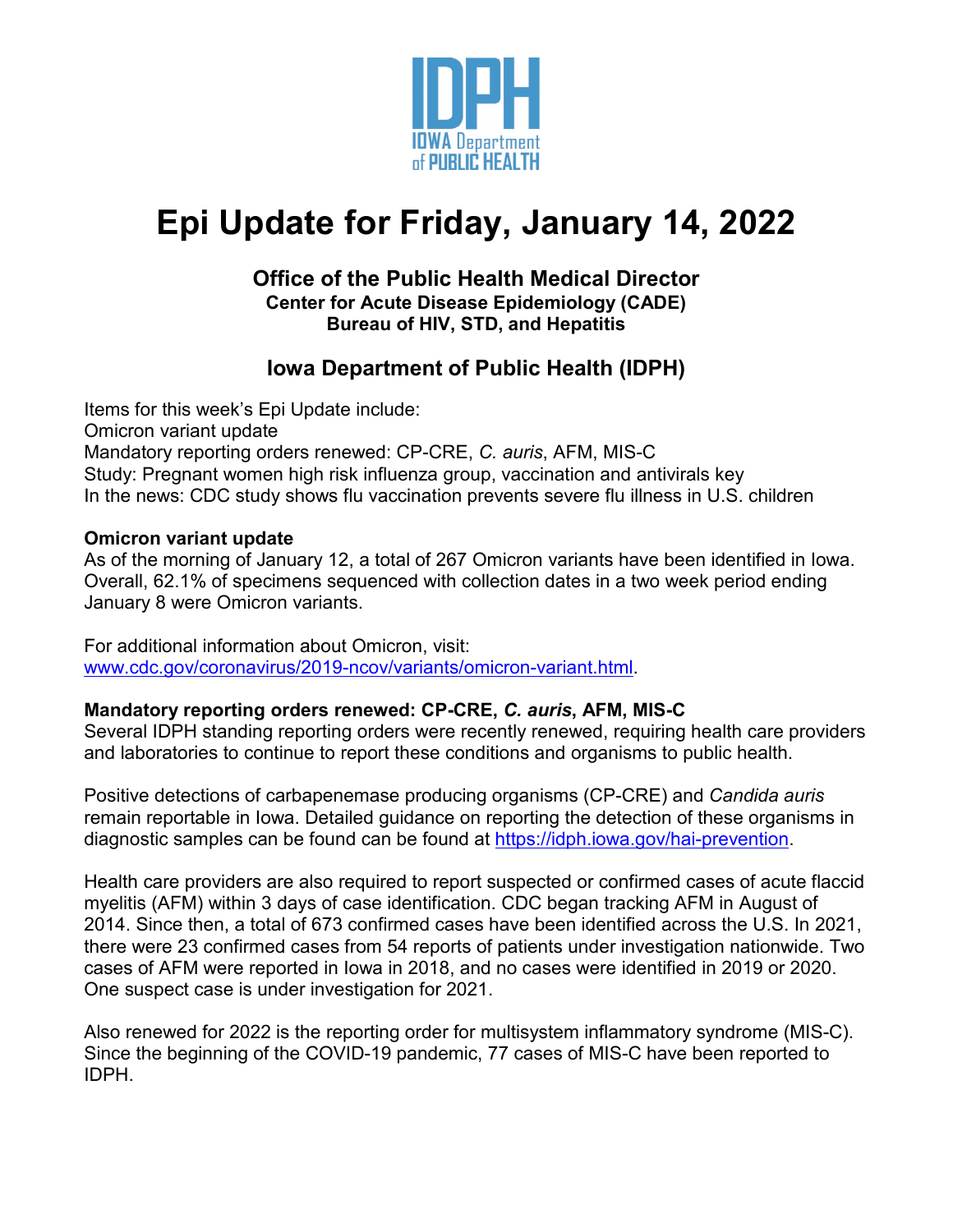# Epi Update for Friday, January 14, 2022

### Office of the Public Health Medical Director
**Center for Acute Disease Epidemiology (CADE)**
**Bureau of HIV, STD, and Hepatitis**

### Iowa Department of Public Health (IDPH)

Items for this week's Epi Update include:
Omicron variant update
Mandatory reporting orders renewed: CP-CRE, *C. auris*, AFM, MIS-C
Study: Pregnant women high risk influenza group, vaccination and antivirals key
In the news: CDC study shows flu vaccination prevents severe flu illness in U.S. children

**Omicron variant update**
As of the morning of January 12, a total of 267 Omicron variants have been identified in Iowa. Overall, 62.1% of specimens sequenced with collection dates in a two week period ending January 8 were Omicron variants.

For additional information about Omicron, visit:
[www.cdc.gov/coronavirus/2019-ncov/variants/omicron-variant.html](www.cdc.gov/coronavirus/2019-ncov/variants/omicron-variant.html).

**Mandatory reporting orders renewed: CP-CRE, *C. auris*, AFM, MIS-C**
Several IDPH standing reporting orders were recently renewed, requiring health care providers and laboratories to continue to report these conditions and organisms to public health.

Positive detections of carbapenemase producing organisms (CP-CRE) and *Candida auris* remain reportable in Iowa. Detailed guidance on reporting the detection of these organisms in diagnostic samples can be found can be found at [https://idph.iowa.gov/hai-prevention](https://idph.iowa.gov/hai-prevention).

Health care providers are also required to report suspected or confirmed cases of acute flaccid myelitis (AFM) within 3 days of case identification. CDC began tracking AFM in August of 2014. Since then, a total of 673 confirmed cases have been identified across the U.S. In 2021, there were 23 confirmed cases from 54 reports of patients under investigation nationwide. Two cases of AFM were reported in Iowa in 2018, and no cases were identified in 2019 or 2020. One suspect case is under investigation for 2021.

Also renewed for 2022 is the reporting order for multisystem inflammatory syndrome (MIS-C). Since the beginning of the COVID-19 pandemic, 77 cases of MIS-C have been reported to IDPH.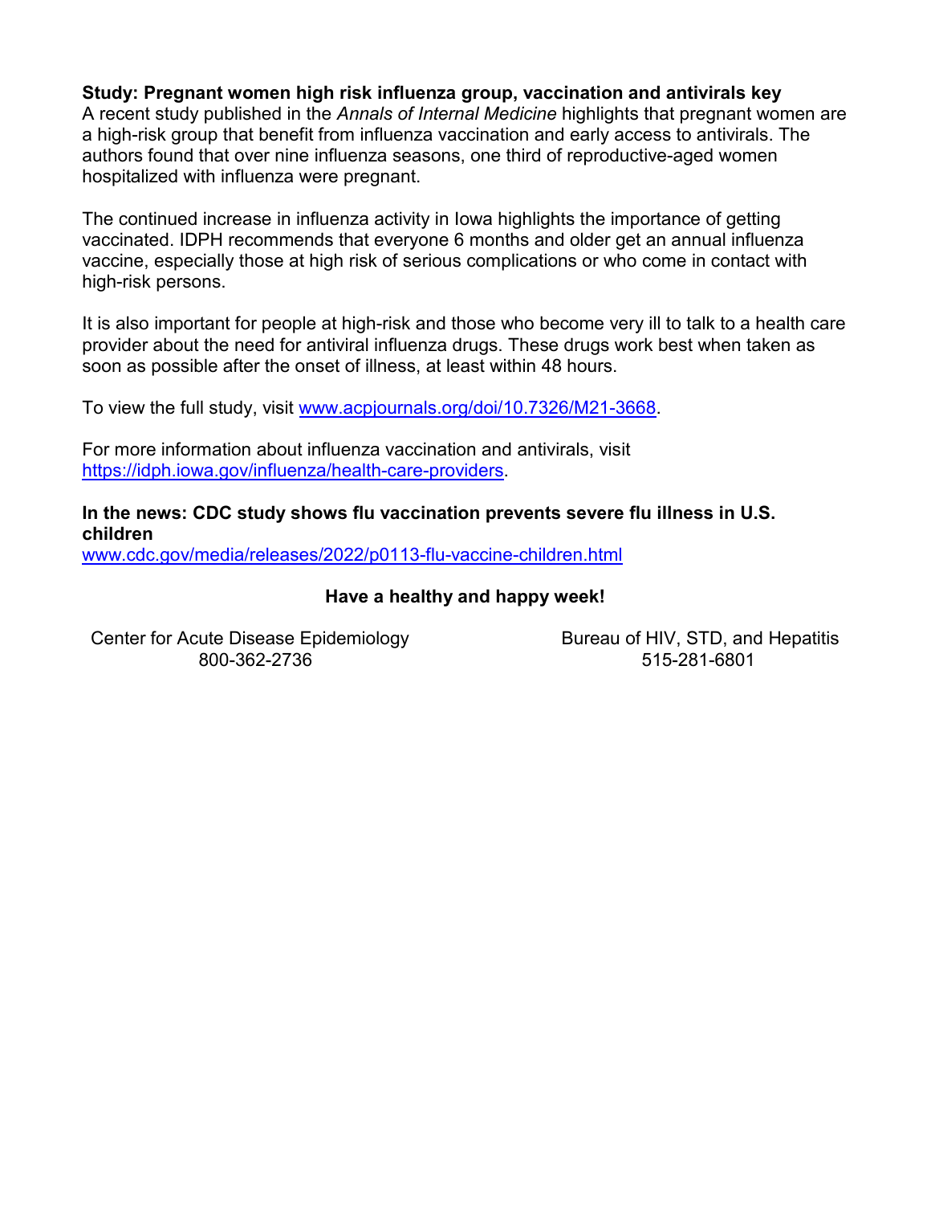**Study: Pregnant women high risk influenza group, vaccination and antivirals key**
A recent study published in the *Annals of Internal Medicine* highlights that pregnant women are a high-risk group that benefit from influenza vaccination and early access to antivirals. The authors found that over nine influenza seasons, one third of reproductive-aged women hospitalized with influenza were pregnant.

The continued increase in influenza activity in Iowa highlights the importance of getting vaccinated. IDPH recommends that everyone 6 months and older get an annual influenza vaccine, especially those at high risk of serious complications or who come in contact with high-risk persons.

It is also important for people at high-risk and those who become very ill to talk to a health care provider about the need for antiviral influenza drugs. These drugs work best when taken as soon as possible after the onset of illness, at least within 48 hours.

To view the full study, visit [www.acpjournals.org/doi/10.7326/M21-3668](http://www.acpjournals.org/doi/10.7326/M21-3668).

For more information about influenza vaccination and antivirals, visit [https://idph.iowa.gov/influenza/health-care-providers](https://idph.iowa.gov/influenza/health-care-providers).

**In the news: CDC study shows flu vaccination prevents severe flu illness in U.S. children**
[www.cdc.gov/media/releases/2022/p0113-flu-vaccine-children.html](http://www.cdc.gov/media/releases/2022/p0113-flu-vaccine-children.html)

**Have a healthy and happy week!**

Center for Acute Disease Epidemiology
800-362-2736

Bureau of HIV, STD, and Hepatitis
515-281-6801